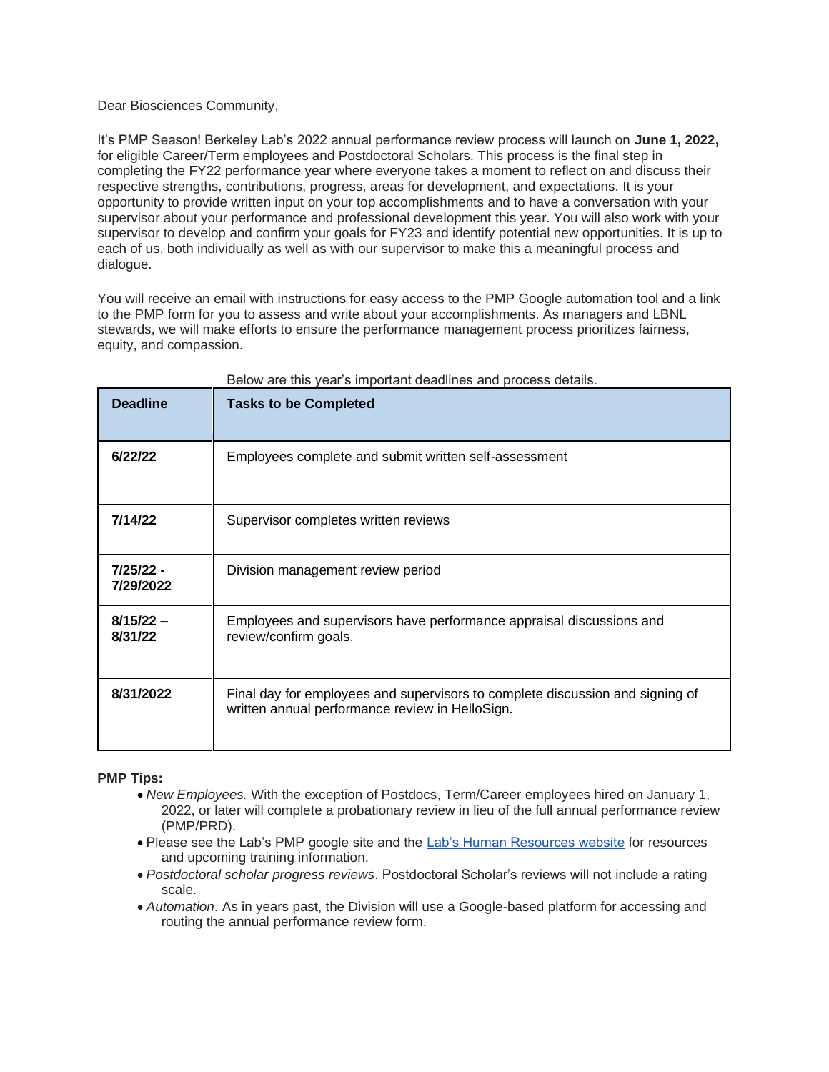Dear Biosciences Community,

It's PMP Season! Berkeley Lab's 2022 annual performance review process will launch on **June 1, 2022,** for eligible Career/Term employees and Postdoctoral Scholars. This process is the final step in completing the FY22 performance year where everyone takes a moment to reflect on and discuss their respective strengths, contributions, progress, areas for development, and expectations. It is your opportunity to provide written input on your top accomplishments and to have a conversation with your supervisor about your performance and professional development this year. You will also work with your supervisor to develop and confirm your goals for FY23 and identify potential new opportunities. It is up to each of us, both individually as well as with our supervisor to make this a meaningful process and dialogue.

You will receive an email with instructions for easy access to the PMP Google automation tool and a link to the PMP form for you to assess and write about your accomplishments. As managers and LBNL stewards, we will make efforts to ensure the performance management process prioritizes fairness, equity, and compassion.

Below are this year's important deadlines and process details.

| **Deadline** | **Tasks to be Completed** |
|---|---|
| **6/22/22** | Employees complete and submit written self-assessment |
| **7/14/22** | Supervisor completes written reviews |
| **7/25/22 - 7/29/2022** | Division management review period |
| **8/15/22 – 8/31/22** | Employees and supervisors have performance appraisal discussions and review/confirm goals. |
| **8/31/2022** | Final day for employees and supervisors to complete discussion and signing of written annual performance review in HelloSign. |

**PMP Tips:**

- *New Employees.* With the exception of Postdocs, Term/Career employees hired on January 1, 2022, or later will complete a probationary review in lieu of the full annual performance review (PMP/PRD).
- Please see the Lab's PMP google site and the Lab's Human Resources website for resources and upcoming training information.
- *Postdoctoral scholar progress reviews*. Postdoctoral Scholar's reviews will not include a rating scale.
- *Automation*. As in years past, the Division will use a Google-based platform for accessing and routing the annual performance review form.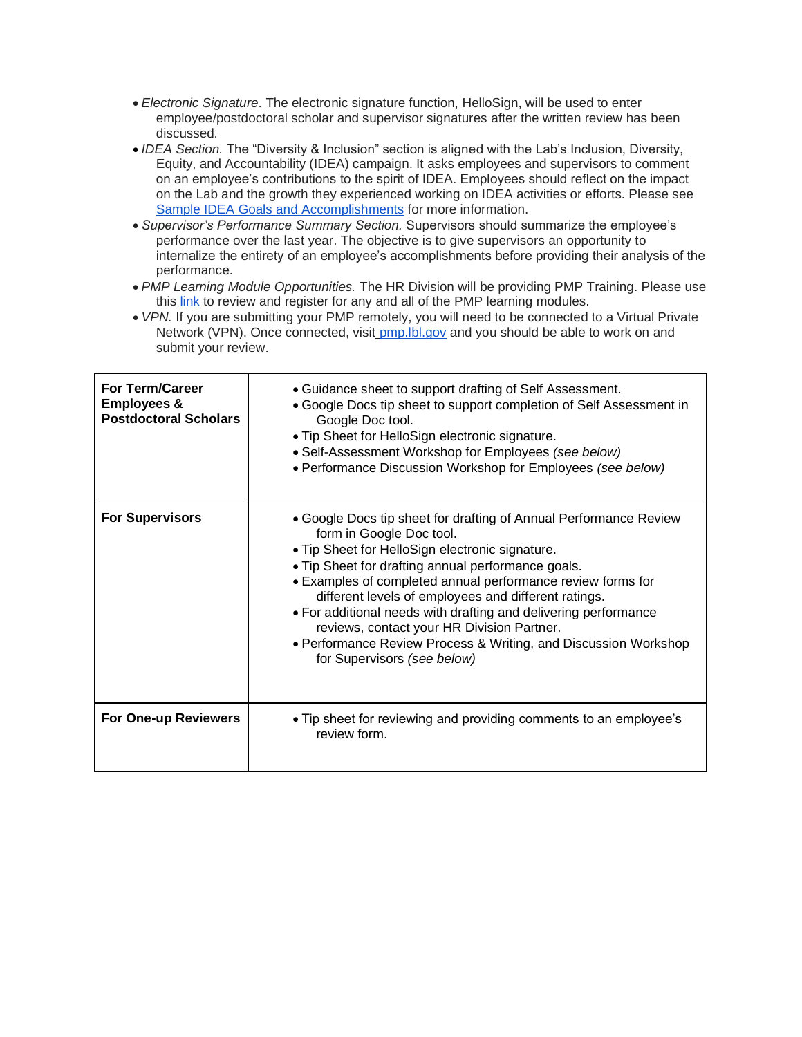- *Electronic Signature*. The electronic signature function, HelloSign, will be used to enter employee/postdoctoral scholar and supervisor signatures after the written review has been discussed.
- *IDEA Section.* The "Diversity & Inclusion" section is aligned with the Lab's Inclusion, Diversity, Equity, and Accountability (IDEA) campaign. It asks employees and supervisors to comment on an employee's contributions to the spirit of IDEA. Employees should reflect on the impact on the Lab and the growth they experienced working on IDEA activities or efforts. Please see [Sample IDEA Goals and Accomplishments] for more information.
- *Supervisor's Performance Summary Section.* Supervisors should summarize the employee's performance over the last year. The objective is to give supervisors an opportunity to internalize the entirety of an employee's accomplishments before providing their analysis of the performance.
- *PMP Learning Module Opportunities.* The HR Division will be providing PMP Training. Please use this [link] to review and register for any and all of the PMP learning modules.
- *VPN.* If you are submitting your PMP remotely, you will need to be connected to a Virtual Private Network (VPN). Once connected, visit pmp.lbl.gov and you should be able to work on and submit your review.

| | |
|---|---|
| **For Term/Career Employees & Postdoctoral Scholars** | • Guidance sheet to support drafting of Self Assessment.<br>• Google Docs tip sheet to support completion of Self Assessment in Google Doc tool.<br>• Tip Sheet for HelloSign electronic signature.<br>• Self-Assessment Workshop for Employees *(see below)*<br>• Performance Discussion Workshop for Employees *(see below)* |
| **For Supervisors** | • Google Docs tip sheet for drafting of Annual Performance Review form in Google Doc tool.<br>• Tip Sheet for HelloSign electronic signature.<br>• Tip Sheet for drafting annual performance goals.<br>• Examples of completed annual performance review forms for different levels of employees and different ratings.<br>• For additional needs with drafting and delivering performance reviews, contact your HR Division Partner.<br>• Performance Review Process & Writing, and Discussion Workshop for Supervisors *(see below)* |
| **For One-up Reviewers** | • Tip sheet for reviewing and providing comments to an employee's review form. |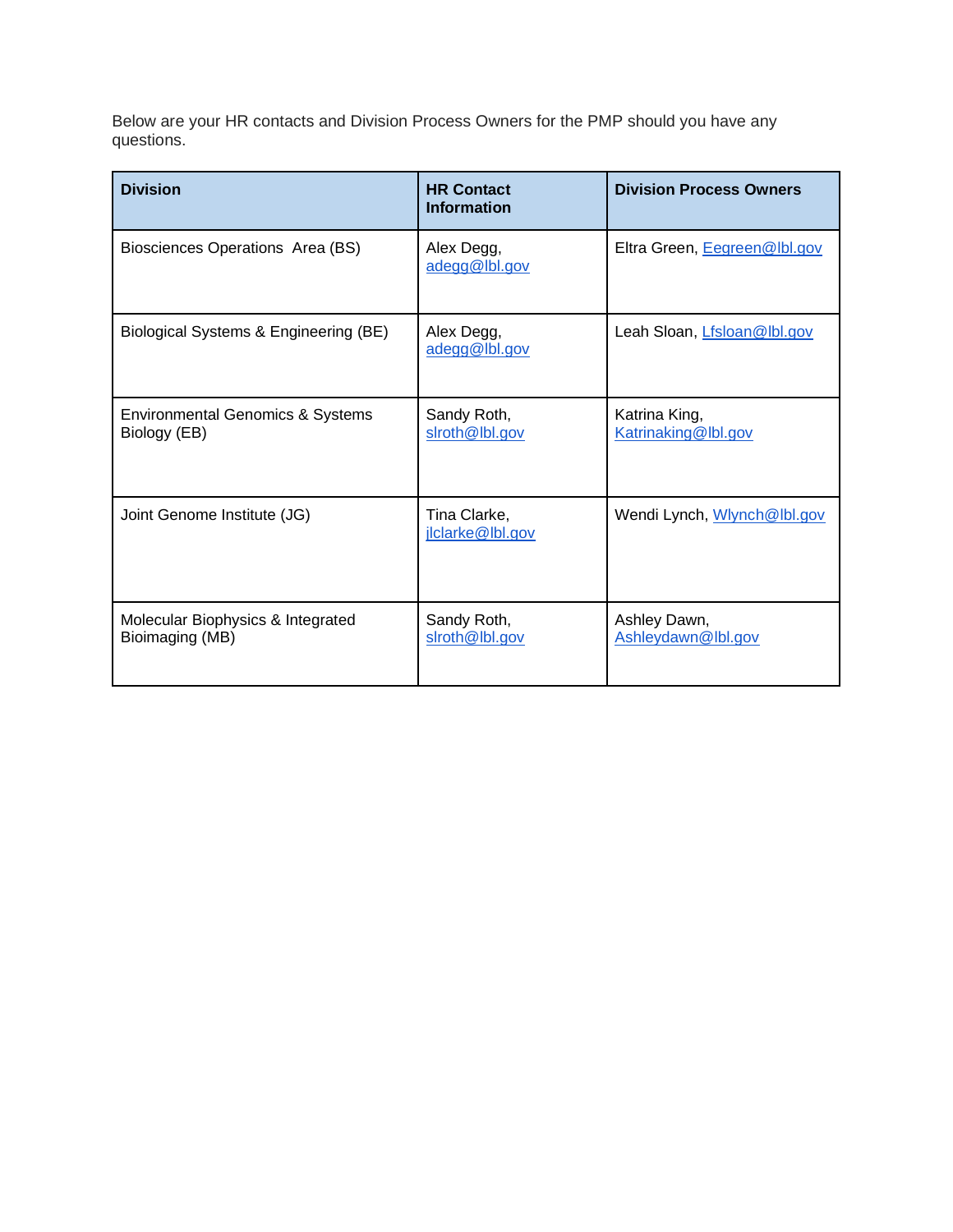Below are your HR contacts and Division Process Owners for the PMP should you have any questions.

| Division | HR Contact Information | Division Process Owners |
| --- | --- | --- |
| Biosciences Operations Area (BS) | Alex Degg, adegg@lbl.gov | Eltra Green, Eegreen@lbl.gov |
| Biological Systems & Engineering (BE) | Alex Degg, adegg@lbl.gov | Leah Sloan, Lfsloan@lbl.gov |
| Environmental Genomics & Systems Biology (EB) | Sandy Roth, slroth@lbl.gov | Katrina King, Katrinaking@lbl.gov |
| Joint Genome Institute (JG) | Tina Clarke, jlclarke@lbl.gov | Wendi Lynch, Wlynch@lbl.gov |
| Molecular Biophysics & Integrated Bioimaging (MB) | Sandy Roth, slroth@lbl.gov | Ashley Dawn, Ashleydawn@lbl.gov |